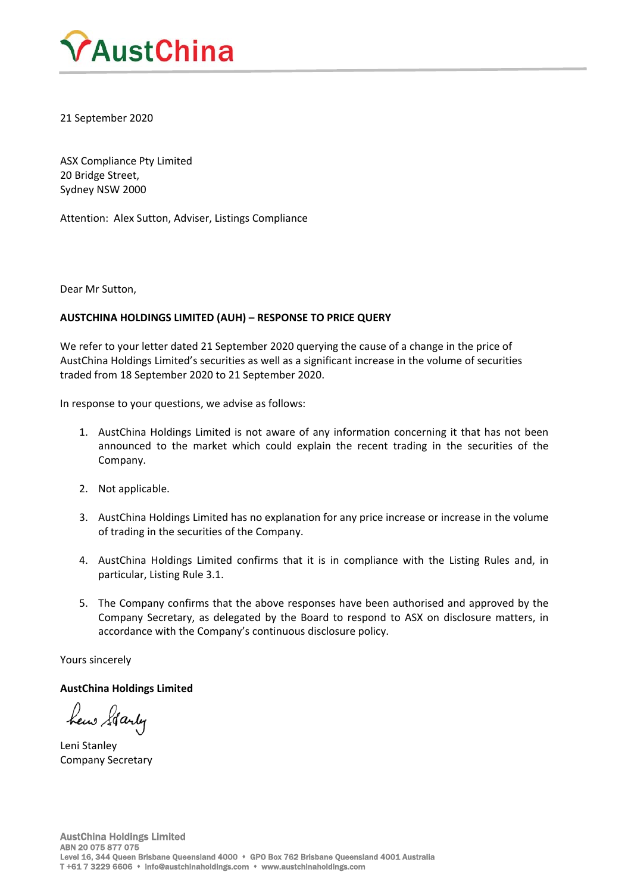21 September 2020

ASX Compliance Pty Limited
20 Bridge Street,
Sydney NSW 2000

Attention: Alex Sutton, Adviser, Listings Compliance

Dear Mr Sutton,

**AUSTCHINA HOLDINGS LIMITED (AUH) – RESPONSE TO PRICE QUERY**

We refer to your letter dated 21 September 2020 querying the cause of a change in the price of AustChina Holdings Limited's securities as well as a significant increase in the volume of securities traded from 18 September 2020 to 21 September 2020.

In response to your questions, we advise as follows:

1. AustChina Holdings Limited is not aware of any information concerning it that has not been announced to the market which could explain the recent trading in the securities of the Company.
2. Not applicable.
3. AustChina Holdings Limited has no explanation for any price increase or increase in the volume of trading in the securities of the Company.
4. AustChina Holdings Limited confirms that it is in compliance with the Listing Rules and, in particular, Listing Rule 3.1.
5. The Company confirms that the above responses have been authorised and approved by the Company Secretary, as delegated by the Board to respond to ASX on disclosure matters, in accordance with the Company's continuous disclosure policy.

Yours sincerely

**AustChina Holdings Limited**

Leni Stanley
Company Secretary

AustChina Holdings Limited
ABN 20 075 877 075
Level 16, 344 Queen Brisbane Queensland 4000 • GPO Box 762 Brisbane Queensland 4001 Australia
T +61 7 3229 6606 • info@austchinaholdings.com • www.austchinaholdings.com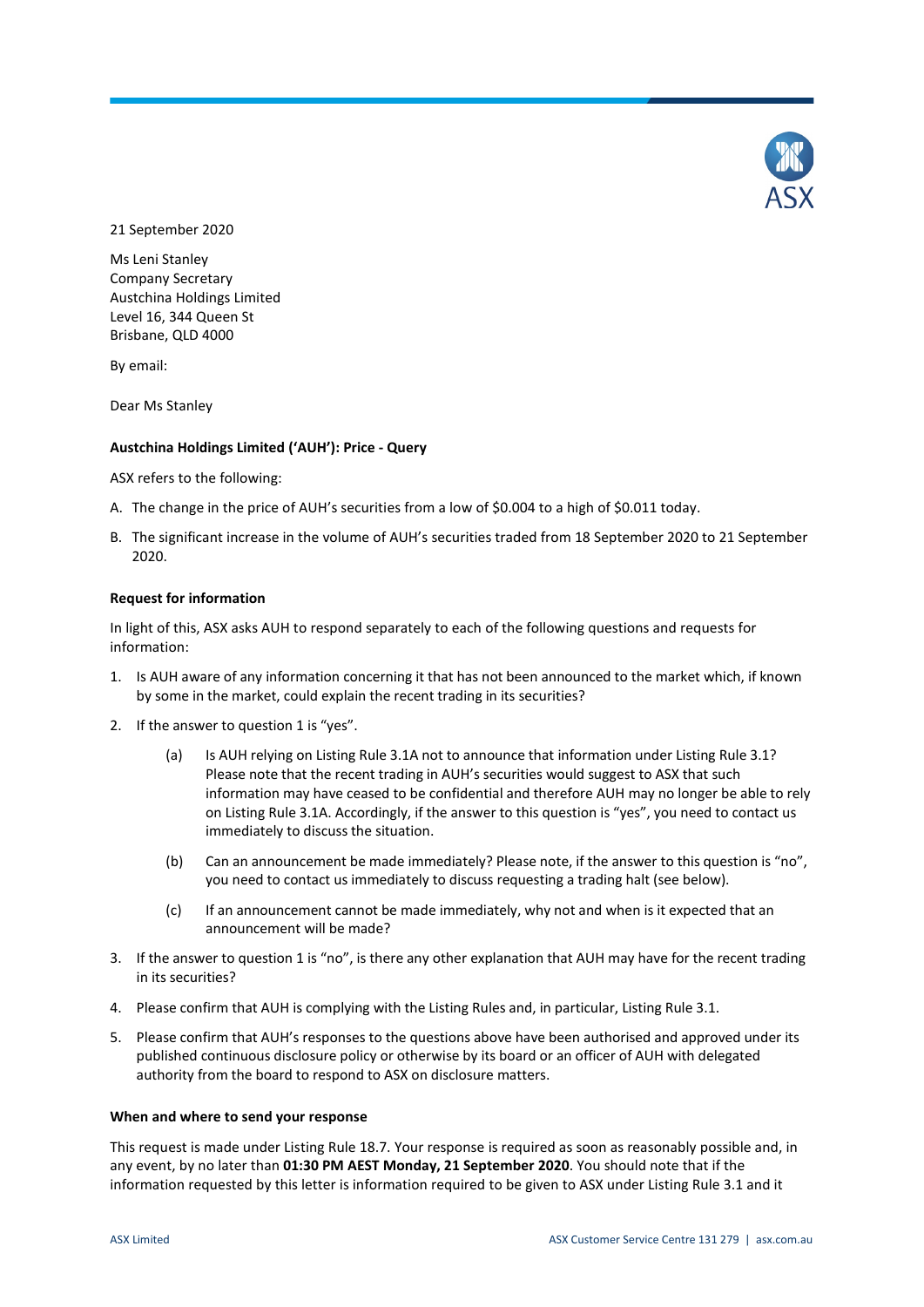21 September 2020

Ms Leni Stanley
Company Secretary
Austchina Holdings Limited
Level 16, 344 Queen St
Brisbane, QLD 4000

By email:

Dear Ms Stanley

**Austchina Holdings Limited ('AUH'): Price - Query**

ASX refers to the following:

A. The change in the price of AUH's securities from a low of $0.004 to a high of $0.011 today.

B. The significant increase in the volume of AUH's securities traded from 18 September 2020 to 21 September 2020.

**Request for information**

In light of this, ASX asks AUH to respond separately to each of the following questions and requests for information:

1. Is AUH aware of any information concerning it that has not been announced to the market which, if known by some in the market, could explain the recent trading in its securities?

2. If the answer to question 1 is "yes".

   (a) Is AUH relying on Listing Rule 3.1A not to announce that information under Listing Rule 3.1? Please note that the recent trading in AUH's securities would suggest to ASX that such information may have ceased to be confidential and therefore AUH may no longer be able to rely on Listing Rule 3.1A. Accordingly, if the answer to this question is "yes", you need to contact us immediately to discuss the situation.

   (b) Can an announcement be made immediately? Please note, if the answer to this question is "no", you need to contact us immediately to discuss requesting a trading halt (see below).

   (c) If an announcement cannot be made immediately, why not and when is it expected that an announcement will be made?

3. If the answer to question 1 is "no", is there any other explanation that AUH may have for the recent trading in its securities?

4. Please confirm that AUH is complying with the Listing Rules and, in particular, Listing Rule 3.1.

5. Please confirm that AUH's responses to the questions above have been authorised and approved under its published continuous disclosure policy or otherwise by its board or an officer of AUH with delegated authority from the board to respond to ASX on disclosure matters.

**When and where to send your response**

This request is made under Listing Rule 18.7. Your response is required as soon as reasonably possible and, in any event, by no later than **01:30 PM AEST Monday, 21 September 2020**. You should note that if the information requested by this letter is information required to be given to ASX under Listing Rule 3.1 and it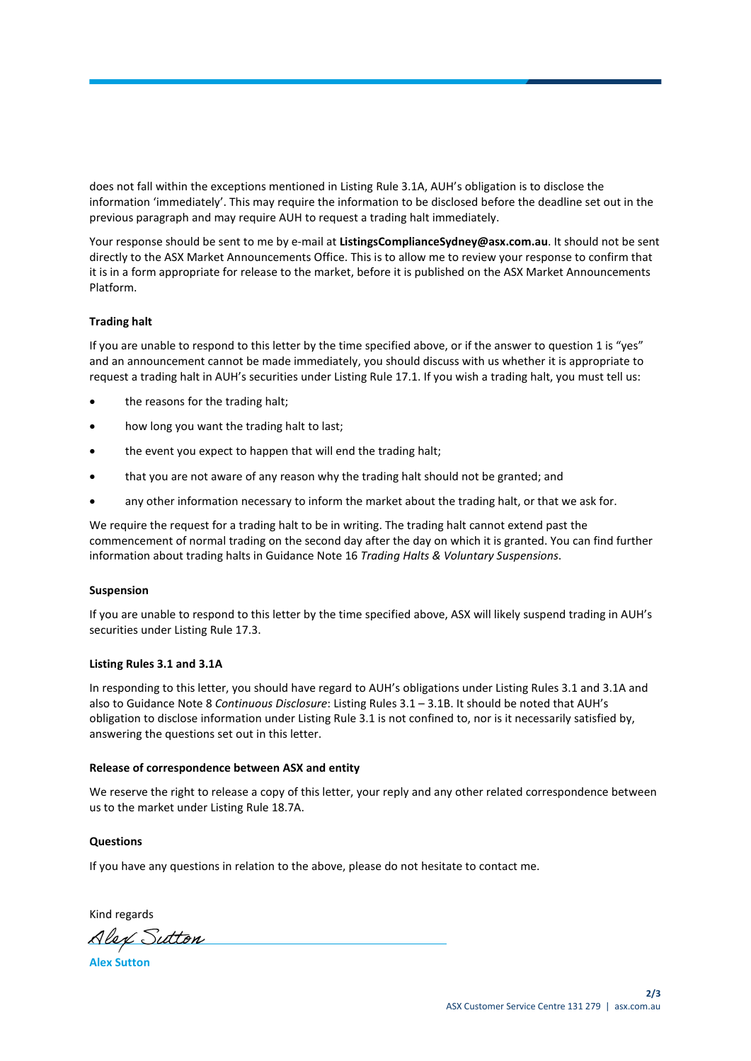does not fall within the exceptions mentioned in Listing Rule 3.1A, AUH's obligation is to disclose the information 'immediately'. This may require the information to be disclosed before the deadline set out in the previous paragraph and may require AUH to request a trading halt immediately.

Your response should be sent to me by e-mail at **ListingsComplianceSydney@asx.com.au**. It should not be sent directly to the ASX Market Announcements Office. This is to allow me to review your response to confirm that it is in a form appropriate for release to the market, before it is published on the ASX Market Announcements Platform.

**Trading halt**

If you are unable to respond to this letter by the time specified above, or if the answer to question 1 is "yes" and an announcement cannot be made immediately, you should discuss with us whether it is appropriate to request a trading halt in AUH's securities under Listing Rule 17.1. If you wish a trading halt, you must tell us:

- the reasons for the trading halt;
- how long you want the trading halt to last;
- the event you expect to happen that will end the trading halt;
- that you are not aware of any reason why the trading halt should not be granted; and
- any other information necessary to inform the market about the trading halt, or that we ask for.

We require the request for a trading halt to be in writing. The trading halt cannot extend past the commencement of normal trading on the second day after the day on which it is granted. You can find further information about trading halts in Guidance Note 16 *Trading Halts & Voluntary Suspensions*.

**Suspension**

If you are unable to respond to this letter by the time specified above, ASX will likely suspend trading in AUH's securities under Listing Rule 17.3.

**Listing Rules 3.1 and 3.1A**

In responding to this letter, you should have regard to AUH's obligations under Listing Rules 3.1 and 3.1A and also to Guidance Note 8 *Continuous Disclosure*: Listing Rules 3.1 – 3.1B. It should be noted that AUH's obligation to disclose information under Listing Rule 3.1 is not confined to, nor is it necessarily satisfied by, answering the questions set out in this letter.

**Release of correspondence between ASX and entity**

We reserve the right to release a copy of this letter, your reply and any other related correspondence between us to the market under Listing Rule 18.7A.

**Questions**

If you have any questions in relation to the above, please do not hesitate to contact me.

Kind regards

Alex Sutton

**Alex Sutton**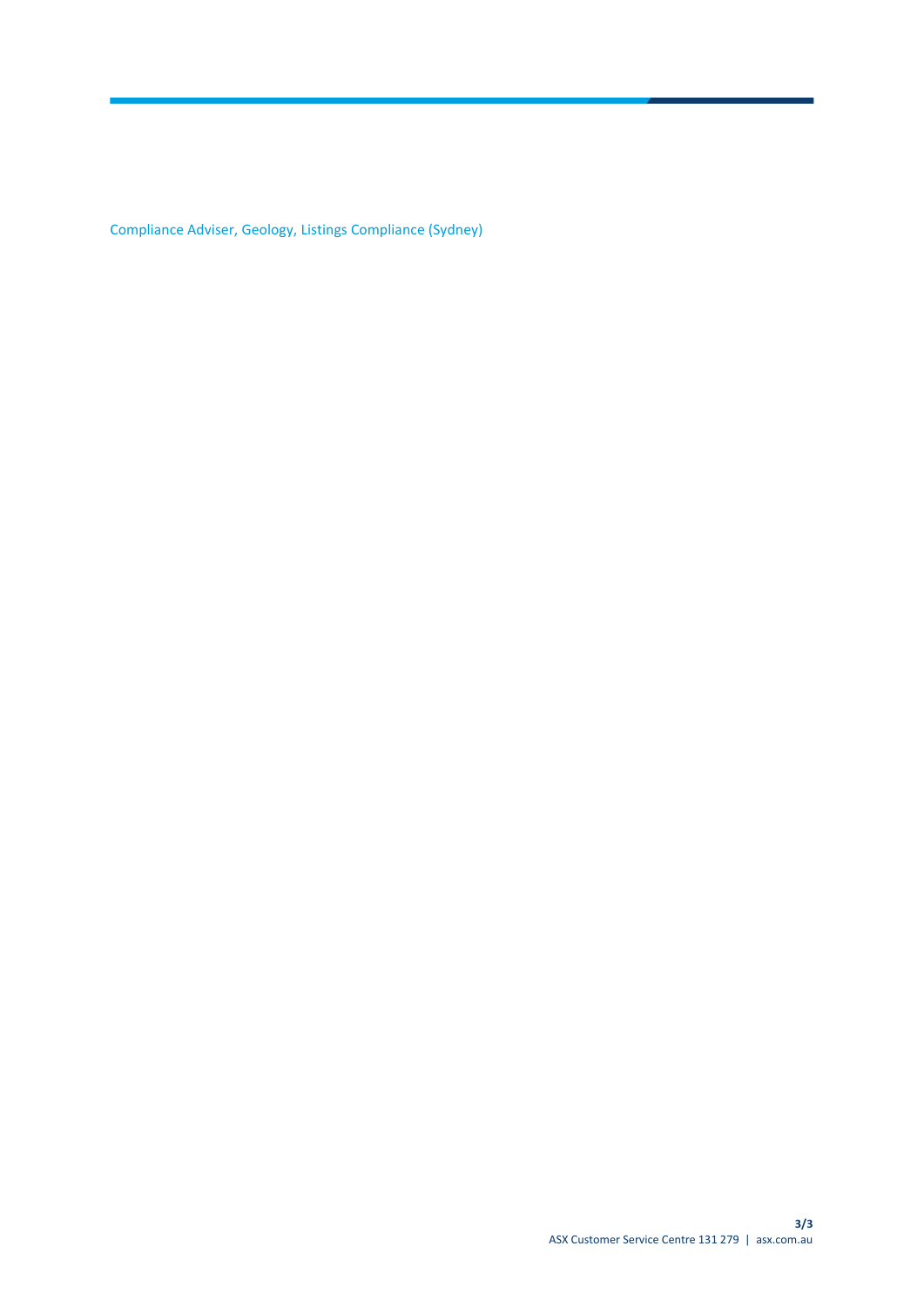Compliance Adviser, Geology, Listings Compliance (Sydney)